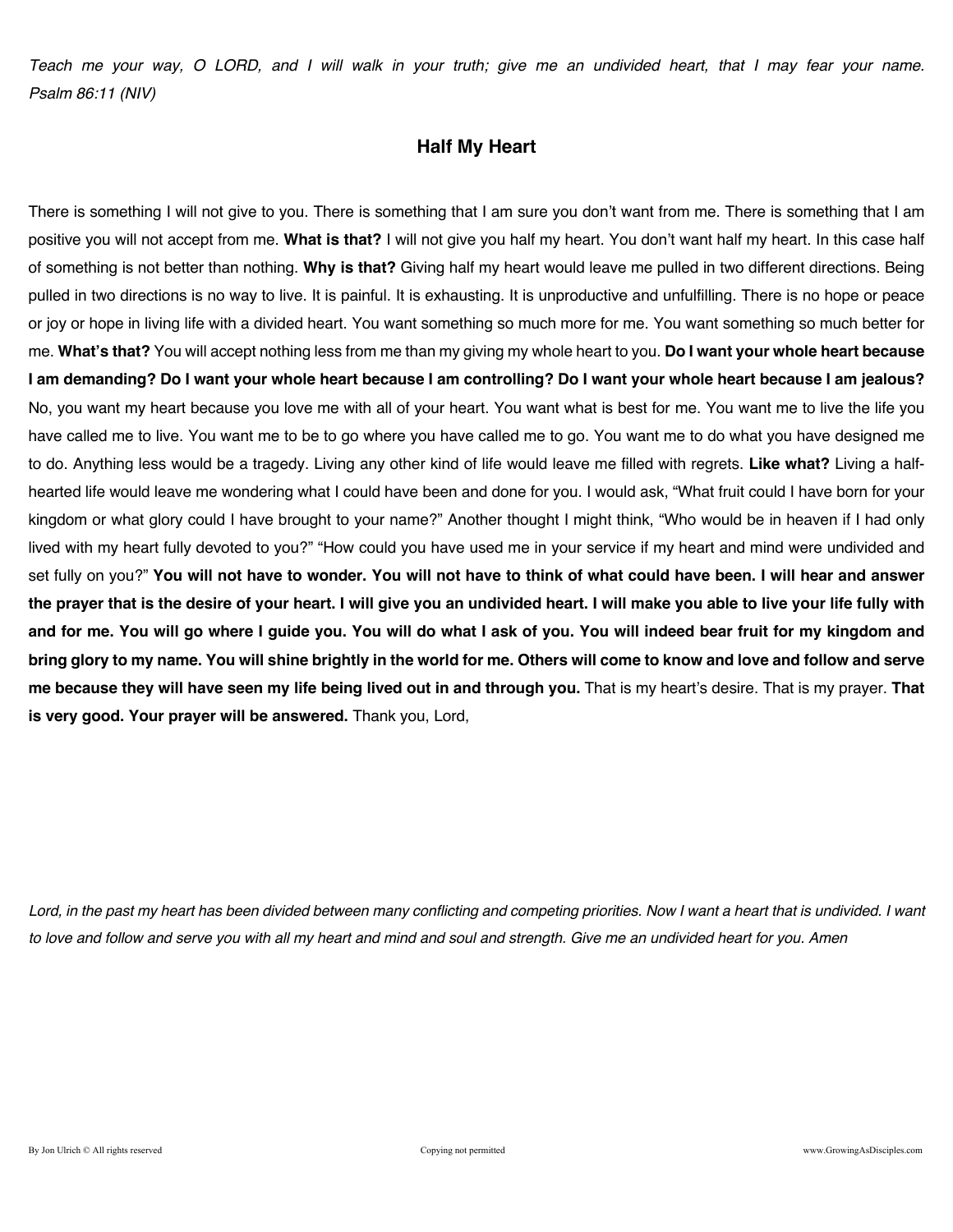*Teach me your way, O LORD, and I will walk in your truth; give me an undivided heart, that I may fear your name. Psalm 86:11 (NIV)*

## Half My Heart

There is something I will not give to you. There is something that I am sure you don't want from me. There is something that I am positive you will not accept from me. **What is that?** I will not give you half my heart. You don't want half my heart. In this case half of something is not better than nothing. **Why is that?** Giving half my heart would leave me pulled in two different directions. Being pulled in two directions is no way to live. It is painful. It is exhausting. It is unproductive and unfulfilling. There is no hope or peace or joy or hope in living life with a divided heart. You want something so much more for me. You want something so much better for me. **What's that?** You will accept nothing less from me than my giving my whole heart to you. **Do I want your whole heart because I am demanding? Do I want your whole heart because I am controlling? Do I want your whole heart because I am jealous?** No, you want my heart because you love me with all of your heart. You want what is best for me. You want me to live the life you have called me to live. You want me to be to go where you have called me to go. You want me to do what you have designed me to do. Anything less would be a tragedy. Living any other kind of life would leave me filled with regrets. **Like what?** Living a half-hearted life would leave me wondering what I could have been and done for you. I would ask, "What fruit could I have born for your kingdom or what glory could I have brought to your name?" Another thought I might think, "Who would be in heaven if I had only lived with my heart fully devoted to you?" "How could you have used me in your service if my heart and mind were undivided and set fully on you?" **You will not have to wonder. You will not have to think of what could have been. I will hear and answer the prayer that is the desire of your heart. I will give you an undivided heart. I will make you able to live your life fully with and for me. You will go where I guide you. You will do what I ask of you. You will indeed bear fruit for my kingdom and bring glory to my name. You will shine brightly in the world for me. Others will come to know and love and follow and serve me because they will have seen my life being lived out in and through you.** That is my heart's desire. That is my prayer. **That is very good. Your prayer will be answered.** Thank you, Lord,

*Lord, in the past my heart has been divided between many conflicting and competing priorities. Now I want a heart that is undivided. I want to love and follow and serve you with all my heart and mind and soul and strength. Give me an undivided heart for you. Amen*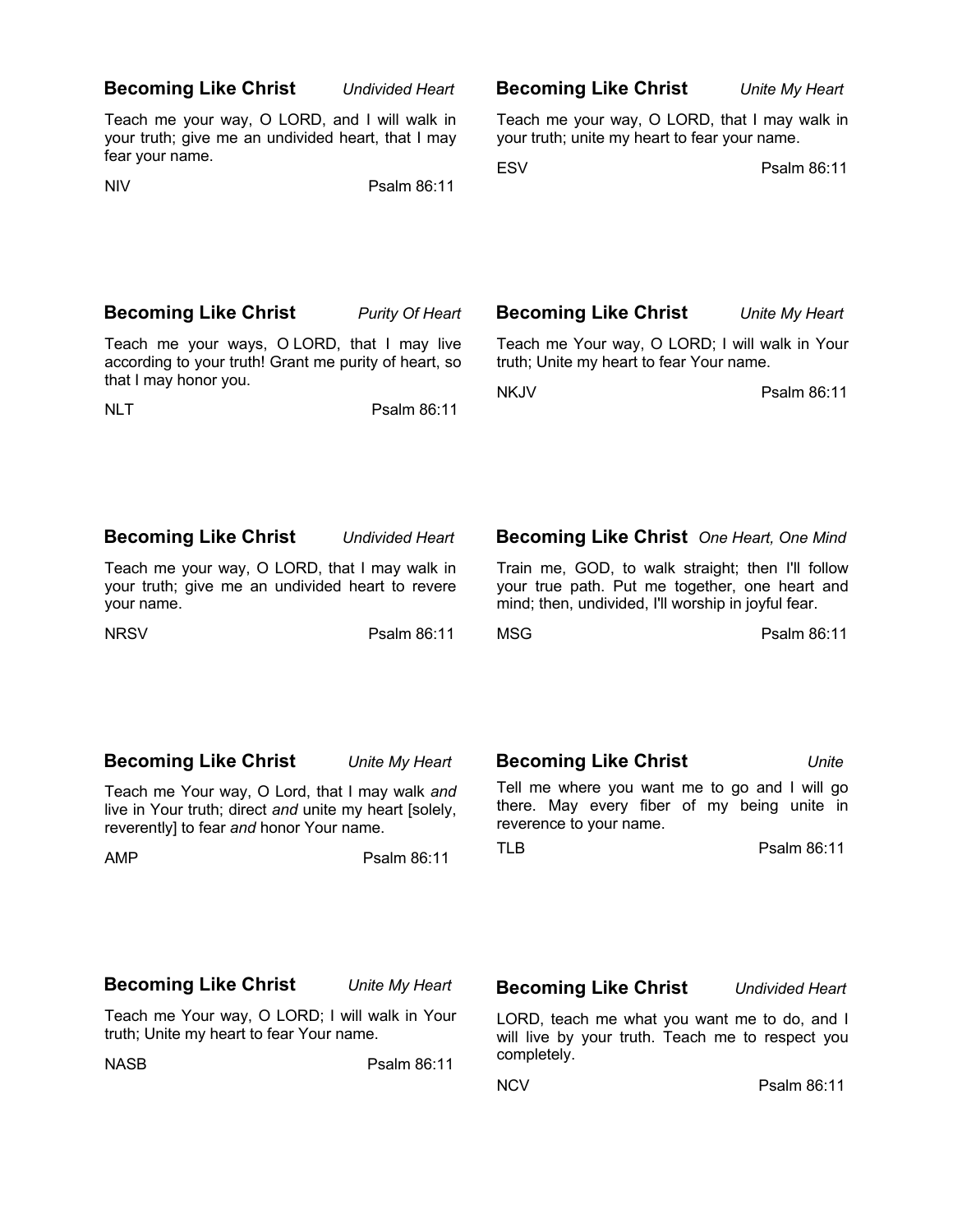**Becoming Like Christ** *Undivided Heart*

Teach me your way, O LORD, and I will walk in your truth; give me an undivided heart, that I may fear your name.

NIV Psalm 86:11

**Becoming Like Christ** *Unite My Heart*

Teach me your way, O LORD, that I may walk in your truth; unite my heart to fear your name.

ESV Psalm 86:11

**Becoming Like Christ** *Purity Of Heart*

Teach me your ways, O LORD, that I may live according to your truth! Grant me purity of heart, so that I may honor you.

NLT Psalm 86:11

**Becoming Like Christ** *Unite My Heart*

Teach me Your way, O LORD; I will walk in Your truth; Unite my heart to fear Your name.

NKJV Psalm 86:11

**Becoming Like Christ** *Undivided Heart*

Teach me your way, O LORD, that I may walk in your truth; give me an undivided heart to revere your name.

NRSV Psalm 86:11

**Becoming Like Christ** *One Heart, One Mind*

Train me, GOD, to walk straight; then I'll follow your true path. Put me together, one heart and mind; then, undivided, I'll worship in joyful fear.

MSG Psalm 86:11

**Becoming Like Christ** *Unite My Heart*

Teach me Your way, O Lord, that I may walk *and* live in Your truth; direct *and* unite my heart [solely, reverently] to fear *and* honor Your name.

AMP Psalm 86:11

**Becoming Like Christ** *Unite*

Tell me where you want me to go and I will go there. May every fiber of my being unite in reverence to your name.

TLB Psalm 86:11

**Becoming Like Christ** *Unite My Heart*

Teach me Your way, O LORD; I will walk in Your truth; Unite my heart to fear Your name.

NASB Psalm 86:11

**Becoming Like Christ** *Undivided Heart*

LORD, teach me what you want me to do, and I will live by your truth. Teach me to respect you completely.

NCV Psalm 86:11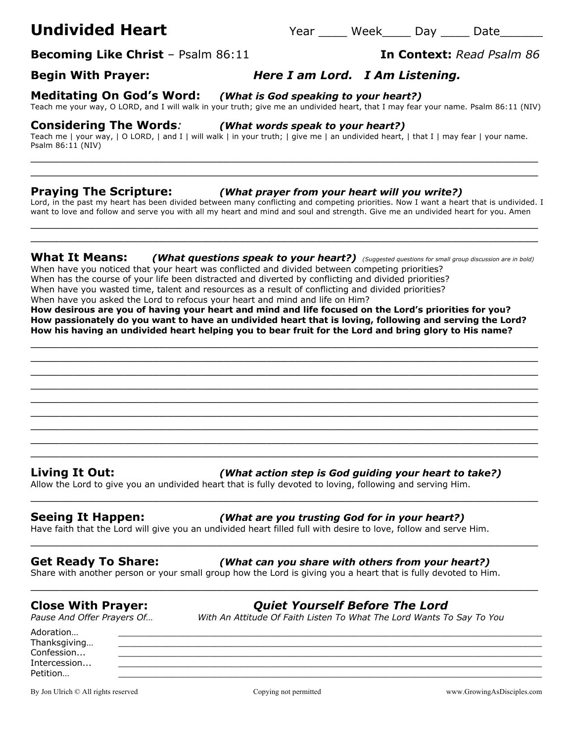# Undivided Heart

Year ____ Week____ Day ____ Date______

**Becoming Like Christ** – Psalm 86:11 **In Context:** *Read Psalm 86*

## Begin With Prayer: *Here I am Lord. I Am Listening.*

## Meditating On God's Word: *(What is God speaking to your heart?)*

Teach me your way, O LORD, and I will walk in your truth; give me an undivided heart, that I may fear your name. Psalm 86:11 (NIV)

## Considering The Words*:* *(What words speak to your heart?)*

Teach me | your way, | O LORD, | and I | will walk | in your truth; | give me | an undivided heart, | that I | may fear | your name. Psalm 86:11 (NIV)

______________________________________________________________________________

______________________________________________________________________________

## Praying The Scripture: *(What prayer from your heart will you write?)*

Lord, in the past my heart has been divided between many conflicting and competing priorities. Now I want a heart that is undivided. I want to love and follow and serve you with all my heart and mind and soul and strength. Give me an undivided heart for you. Amen

______________________________________________________________________________

______________________________________________________________________________

## What It Means: *(What questions speak to your heart?)* *(Suggested questions for small group discussion are in bold)*

When have you noticed that your heart was conflicted and divided between competing priorities?
When has the course of your life been distracted and diverted by conflicting and divided priorities?
When have you wasted time, talent and resources as a result of conflicting and divided priorities?
When have you asked the Lord to refocus your heart and mind and life on Him?
**How desirous are you of having your heart and mind and life focused on the Lord's priorities for you?**
**How passionately do you want to have an undivided heart that is loving, following and serving the Lord?**
**How his having an undivided heart helping you to bear fruit for the Lord and bring glory to His name?**

______________________________________________________________________________

______________________________________________________________________________

______________________________________________________________________________

______________________________________________________________________________

______________________________________________________________________________

______________________________________________________________________________

______________________________________________________________________________

______________________________________________________________________________

______________________________________________________________________________

## Living It Out: *(What action step is God guiding your heart to take?)*

Allow the Lord to give you an undivided heart that is fully devoted to loving, following and serving Him.

______________________________________________________________________________

## Seeing It Happen: *(What are you trusting God for in your heart?)*

Have faith that the Lord will give you an undivided heart filled full with desire to love, follow and serve Him.

______________________________________________________________________________

## Get Ready To Share: *(What can you share with others from your heart?)*

Share with another person or your small group how the Lord is giving you a heart that is fully devoted to Him.

______________________________________________________________________________

## Close With Prayer: *Quiet Yourself Before The Lord*

*Pause And Offer Prayers Of…* *With An Attitude Of Faith Listen To What The Lord Wants To Say To You*

Adoration… ______________________________________________________________
Thanksgiving… ______________________________________________________________
Confession... ______________________________________________________________
Intercession... ______________________________________________________________
Petition… ______________________________________________________________

By Jon Ulrich © All rights reserved Copying not permitted www.GrowingAsDisciples.com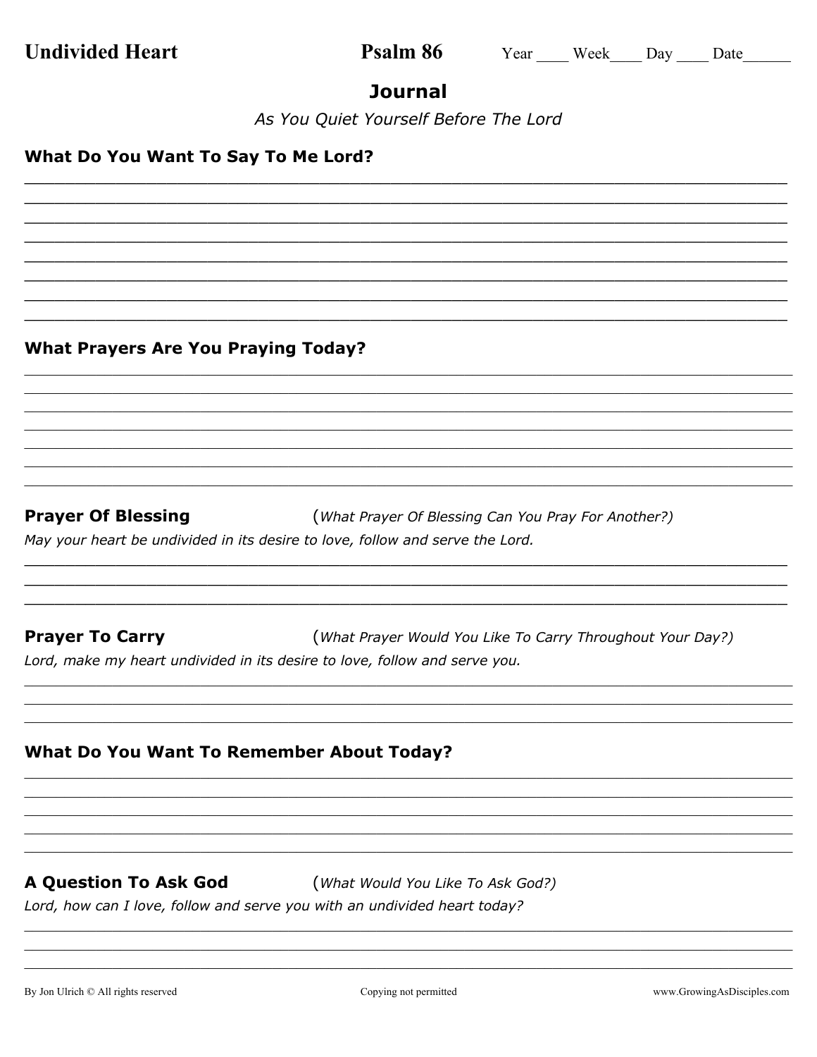**Undivided Heart** **Psalm 86** Year ____ Week____ Day ____ Date______

## Journal

*As You Quiet Yourself Before The Lord*

### What Do You Want To Say To Me Lord?

________________________________________________________________________________
________________________________________________________________________________
________________________________________________________________________________
________________________________________________________________________________
________________________________________________________________________________
________________________________________________________________________________
________________________________________________________________________________
________________________________________________________________________________

### What Prayers Are You Praying Today?

________________________________________________________________________________
________________________________________________________________________________
________________________________________________________________________________
________________________________________________________________________________
________________________________________________________________________________
________________________________________________________________________________
________________________________________________________________________________

### Prayer Of Blessing

(*What Prayer Of Blessing Can You Pray For Another?*)

*May your heart be undivided in its desire to love, follow and serve the Lord.*

________________________________________________________________________________
________________________________________________________________________________
________________________________________________________________________________

### Prayer To Carry

(*What Prayer Would You Like To Carry Throughout Your Day?*)

*Lord, make my heart undivided in its desire to love, follow and serve you.*

________________________________________________________________________________
________________________________________________________________________________
________________________________________________________________________________

### What Do You Want To Remember About Today?

________________________________________________________________________________
________________________________________________________________________________
________________________________________________________________________________
________________________________________________________________________________
________________________________________________________________________________

### A Question To Ask God

(*What Would You Like To Ask God?*)

*Lord, how can I love, follow and serve you with an undivided heart today?*

________________________________________________________________________________
________________________________________________________________________________
________________________________________________________________________________

By Jon Ulrich © All rights reserved     Copying not permitted     www.GrowingAsDisciples.com